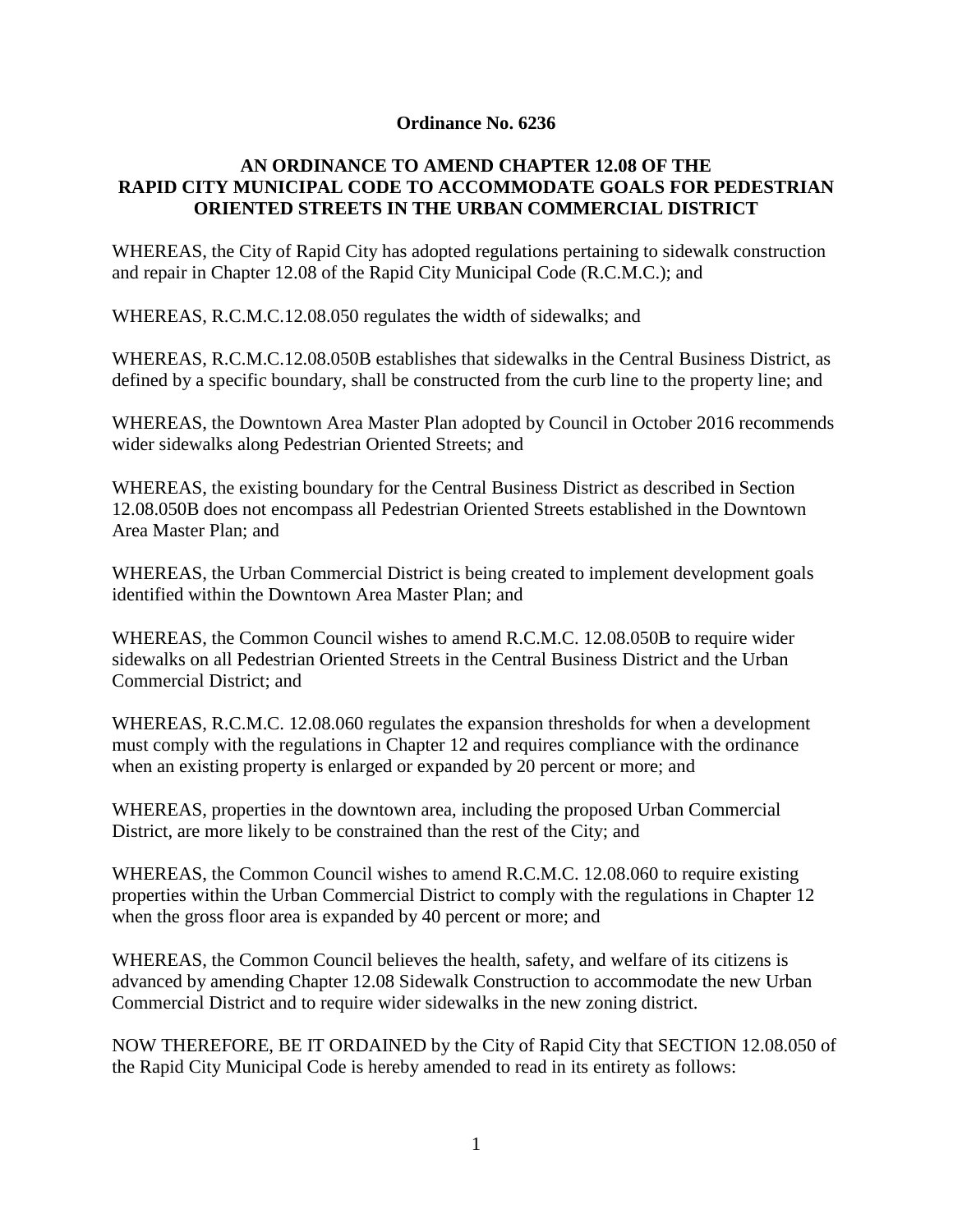**Ordinance No. 6236**

**AN ORDINANCE TO AMEND CHAPTER 12.08 OF THE RAPID CITY MUNICIPAL CODE TO ACCOMMODATE GOALS FOR PEDESTRIAN ORIENTED STREETS IN THE URBAN COMMERCIAL DISTRICT**

WHEREAS, the City of Rapid City has adopted regulations pertaining to sidewalk construction and repair in Chapter 12.08 of the Rapid City Municipal Code (R.C.M.C.); and

WHEREAS, R.C.M.C.12.08.050 regulates the width of sidewalks; and

WHEREAS, R.C.M.C.12.08.050B establishes that sidewalks in the Central Business District, as defined by a specific boundary, shall be constructed from the curb line to the property line; and

WHEREAS, the Downtown Area Master Plan adopted by Council in October 2016 recommends wider sidewalks along Pedestrian Oriented Streets; and

WHEREAS, the existing boundary for the Central Business District as described in Section 12.08.050B does not encompass all Pedestrian Oriented Streets established in the Downtown Area Master Plan; and

WHEREAS, the Urban Commercial District is being created to implement development goals identified within the Downtown Area Master Plan; and

WHEREAS, the Common Council wishes to amend R.C.M.C. 12.08.050B to require wider sidewalks on all Pedestrian Oriented Streets in the Central Business District and the Urban Commercial District; and

WHEREAS, R.C.M.C. 12.08.060 regulates the expansion thresholds for when a development must comply with the regulations in Chapter 12 and requires compliance with the ordinance when an existing property is enlarged or expanded by 20 percent or more; and

WHEREAS, properties in the downtown area, including the proposed Urban Commercial District, are more likely to be constrained than the rest of the City; and

WHEREAS, the Common Council wishes to amend R.C.M.C. 12.08.060 to require existing properties within the Urban Commercial District to comply with the regulations in Chapter 12 when the gross floor area is expanded by 40 percent or more; and

WHEREAS, the Common Council believes the health, safety, and welfare of its citizens is advanced by amending Chapter 12.08 Sidewalk Construction to accommodate the new Urban Commercial District and to require wider sidewalks in the new zoning district.

NOW THEREFORE, BE IT ORDAINED by the City of Rapid City that SECTION 12.08.050 of the Rapid City Municipal Code is hereby amended to read in its entirety as follows: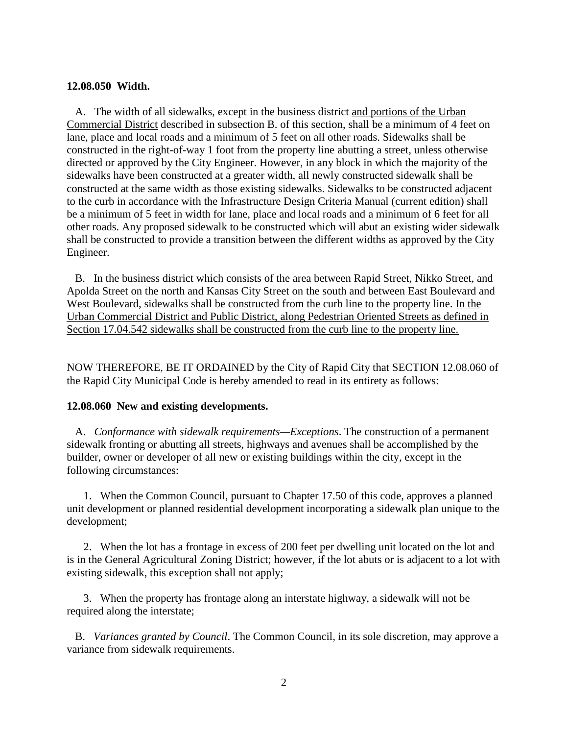**12.08.050 Width.**

A. The width of all sidewalks, except in the business district and portions of the Urban Commercial District described in subsection B. of this section, shall be a minimum of 4 feet on lane, place and local roads and a minimum of 5 feet on all other roads. Sidewalks shall be constructed in the right-of-way 1 foot from the property line abutting a street, unless otherwise directed or approved by the City Engineer. However, in any block in which the majority of the sidewalks have been constructed at a greater width, all newly constructed sidewalk shall be constructed at the same width as those existing sidewalks. Sidewalks to be constructed adjacent to the curb in accordance with the Infrastructure Design Criteria Manual (current edition) shall be a minimum of 5 feet in width for lane, place and local roads and a minimum of 6 feet for all other roads. Any proposed sidewalk to be constructed which will abut an existing wider sidewalk shall be constructed to provide a transition between the different widths as approved by the City Engineer.

B. In the business district which consists of the area between Rapid Street, Nikko Street, and Apolda Street on the north and Kansas City Street on the south and between East Boulevard and West Boulevard, sidewalks shall be constructed from the curb line to the property line. In the Urban Commercial District and Public District, along Pedestrian Oriented Streets as defined in Section 17.04.542 sidewalks shall be constructed from the curb line to the property line.

NOW THEREFORE, BE IT ORDAINED by the City of Rapid City that SECTION 12.08.060 of the Rapid City Municipal Code is hereby amended to read in its entirety as follows:

**12.08.060 New and existing developments.**

A. *Conformance with sidewalk requirements—Exceptions*. The construction of a permanent sidewalk fronting or abutting all streets, highways and avenues shall be accomplished by the builder, owner or developer of all new or existing buildings within the city, except in the following circumstances:

1. When the Common Council, pursuant to Chapter 17.50 of this code, approves a planned unit development or planned residential development incorporating a sidewalk plan unique to the development;

2. When the lot has a frontage in excess of 200 feet per dwelling unit located on the lot and is in the General Agricultural Zoning District; however, if the lot abuts or is adjacent to a lot with existing sidewalk, this exception shall not apply;

3. When the property has frontage along an interstate highway, a sidewalk will not be required along the interstate;

B. *Variances granted by Council*. The Common Council, in its sole discretion, may approve a variance from sidewalk requirements.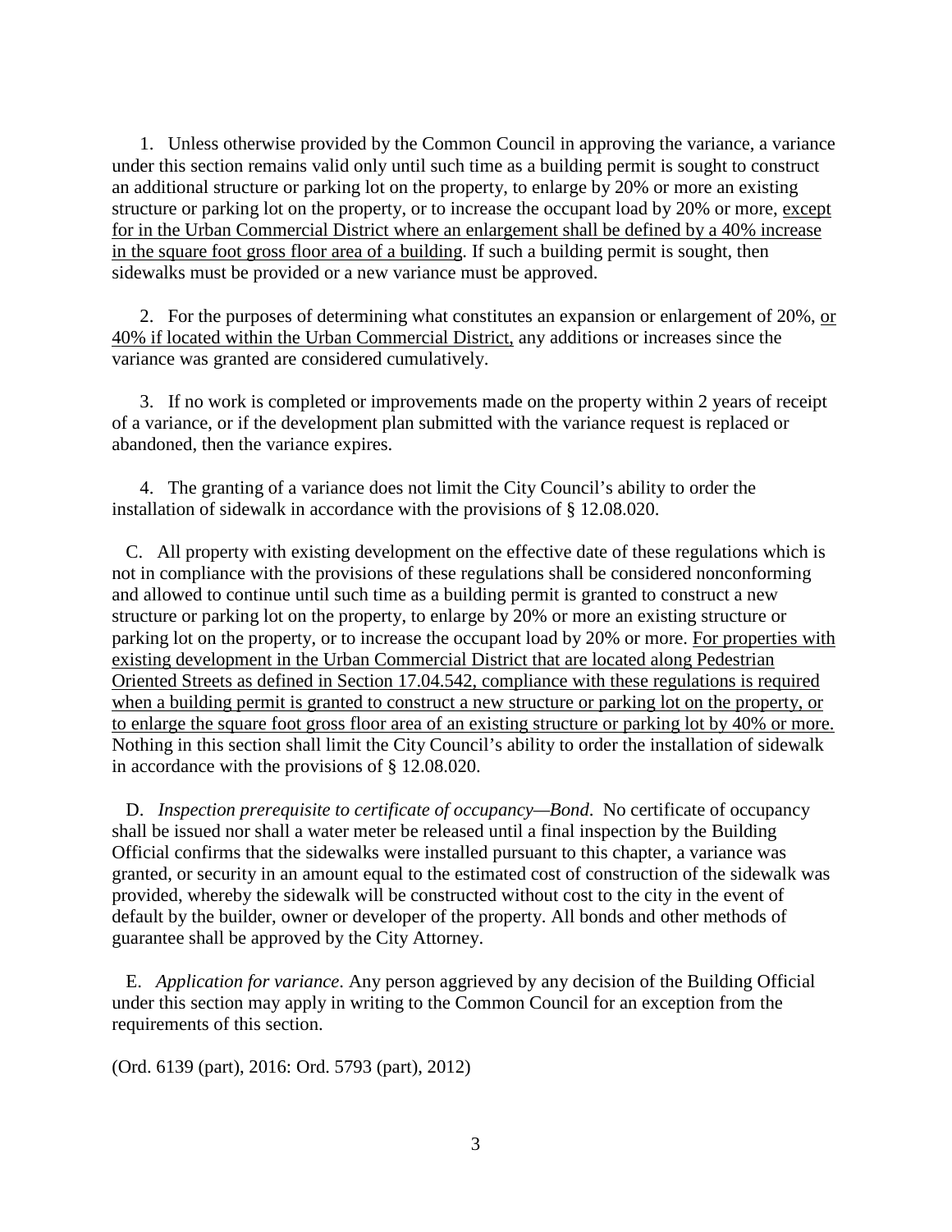1. Unless otherwise provided by the Common Council in approving the variance, a variance under this section remains valid only until such time as a building permit is sought to construct an additional structure or parking lot on the property, to enlarge by 20% or more an existing structure or parking lot on the property, or to increase the occupant load by 20% or more, <u>except for in the Urban Commercial District where an enlargement shall be defined by a 40% increase in the square foot gross floor area of a building</u>. If such a building permit is sought, then sidewalks must be provided or a new variance must be approved.

2. For the purposes of determining what constitutes an expansion or enlargement of 20%, <u>or 40% if located within the Urban Commercial District,</u> any additions or increases since the variance was granted are considered cumulatively.

3. If no work is completed or improvements made on the property within 2 years of receipt of a variance, or if the development plan submitted with the variance request is replaced or abandoned, then the variance expires.

4. The granting of a variance does not limit the City Council's ability to order the installation of sidewalk in accordance with the provisions of § 12.08.020.

C. All property with existing development on the effective date of these regulations which is not in compliance with the provisions of these regulations shall be considered nonconforming and allowed to continue until such time as a building permit is granted to construct a new structure or parking lot on the property, to enlarge by 20% or more an existing structure or parking lot on the property, or to increase the occupant load by 20% or more. <u>For properties with existing development in the Urban Commercial District that are located along Pedestrian Oriented Streets as defined in Section 17.04.542, compliance with these regulations is required when a building permit is granted to construct a new structure or parking lot on the property, or to enlarge the square foot gross floor area of an existing structure or parking lot by 40% or more.</u> Nothing in this section shall limit the City Council's ability to order the installation of sidewalk in accordance with the provisions of § 12.08.020.

D. *Inspection prerequisite to certificate of occupancy—Bond*. No certificate of occupancy shall be issued nor shall a water meter be released until a final inspection by the Building Official confirms that the sidewalks were installed pursuant to this chapter, a variance was granted, or security in an amount equal to the estimated cost of construction of the sidewalk was provided, whereby the sidewalk will be constructed without cost to the city in the event of default by the builder, owner or developer of the property. All bonds and other methods of guarantee shall be approved by the City Attorney.

E. *Application for variance*. Any person aggrieved by any decision of the Building Official under this section may apply in writing to the Common Council for an exception from the requirements of this section.

(Ord. 6139 (part), 2016: Ord. 5793 (part), 2012)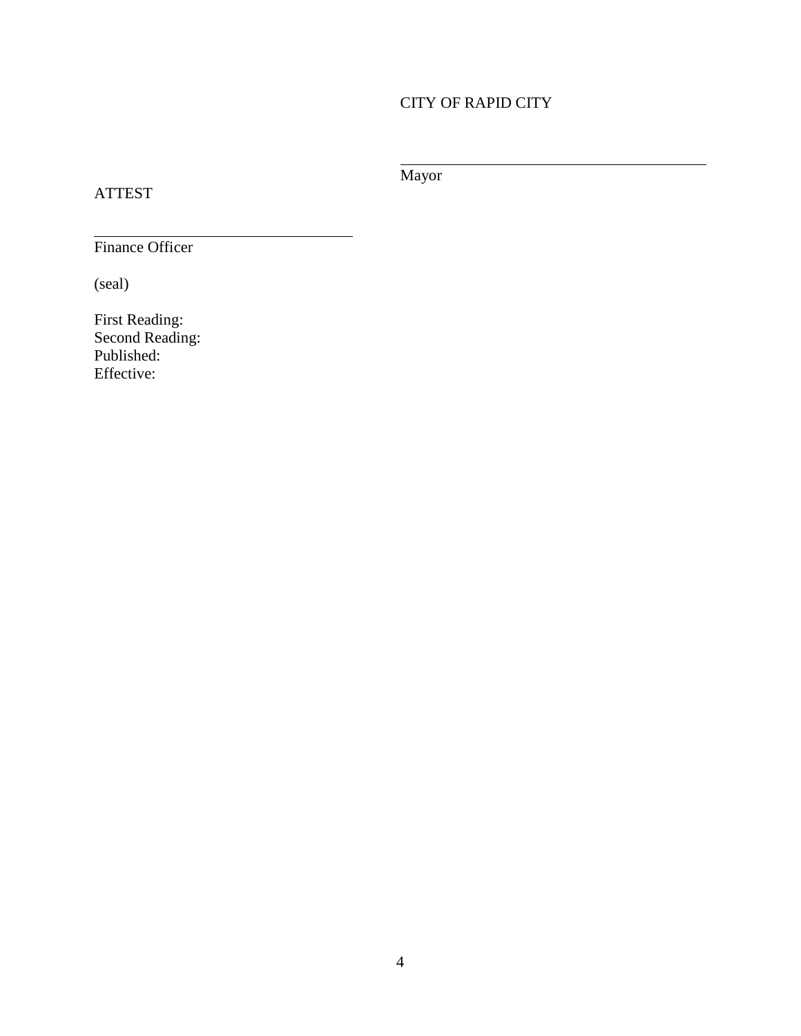CITY OF RAPID CITY

\_\_\_\_\_\_\_\_\_\_\_\_\_\_\_\_\_\_\_\_\_\_\_\_\_\_\_\_\_\_\_\_\_\_\_\_\_\_\_\_\_\_
Mayor

ATTEST

\_\_\_\_\_\_\_\_\_\_\_\_\_\_\_\_\_\_\_\_\_\_\_\_\_\_\_\_\_\_\_\_\_\_\_
Finance Officer

(seal)

First Reading:
Second Reading:
Published:
Effective: